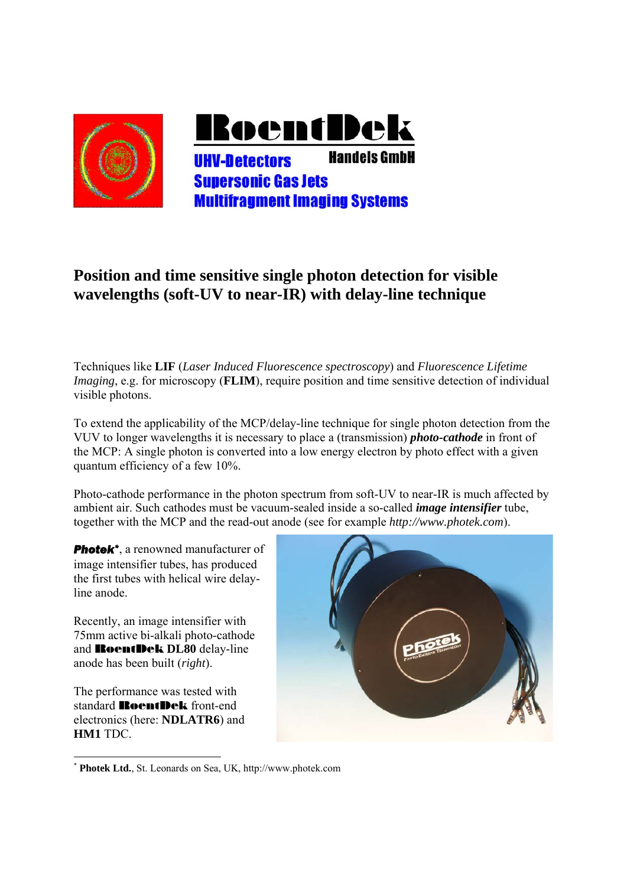**RoentDek**

**Handels GmbH**

**UHV-Detectors**

**Supersonic Gas Jets**

**Multifragment Imaging Systems**

# Position and time sensitive single photon detection for visible wavelengths (soft-UV to near-IR) with delay-line technique

Techniques like **LIF** (*Laser Induced Fluorescence spectroscopy*) and *Fluorescence Lifetime Imaging*, e.g. for microscopy (**FLIM**), require position and time sensitive detection of individual visible photons.

To extend the applicability of the MCP/delay-line technique for single photon detection from the VUV to longer wavelengths it is necessary to place a (transmission) ***photo-cathode*** in front of the MCP: A single photon is converted into a low energy electron by photo effect with a given quantum efficiency of a few 10%.

Photo-cathode performance in the photon spectrum from soft-UV to near-IR is much affected by ambient air. Such cathodes must be vacuum-sealed inside a so-called ***image intensifier*** tube, together with the MCP and the read-out anode (see for example *http://www.photek.com*).

***Photek****, a renowned manufacturer of image intensifier tubes, has produced the first tubes with helical wire delay-line anode.

Recently, an image intensifier with 75mm active bi-alkali photo-cathode and **RoentDek DL80** delay-line anode has been built (*right*).

The performance was tested with standard **RoentDek** front-end electronics (here: **NDLATR6**) and **HM1** TDC.

---

\* **Photek Ltd.**, St. Leonards on Sea, UK, http://www.photek.com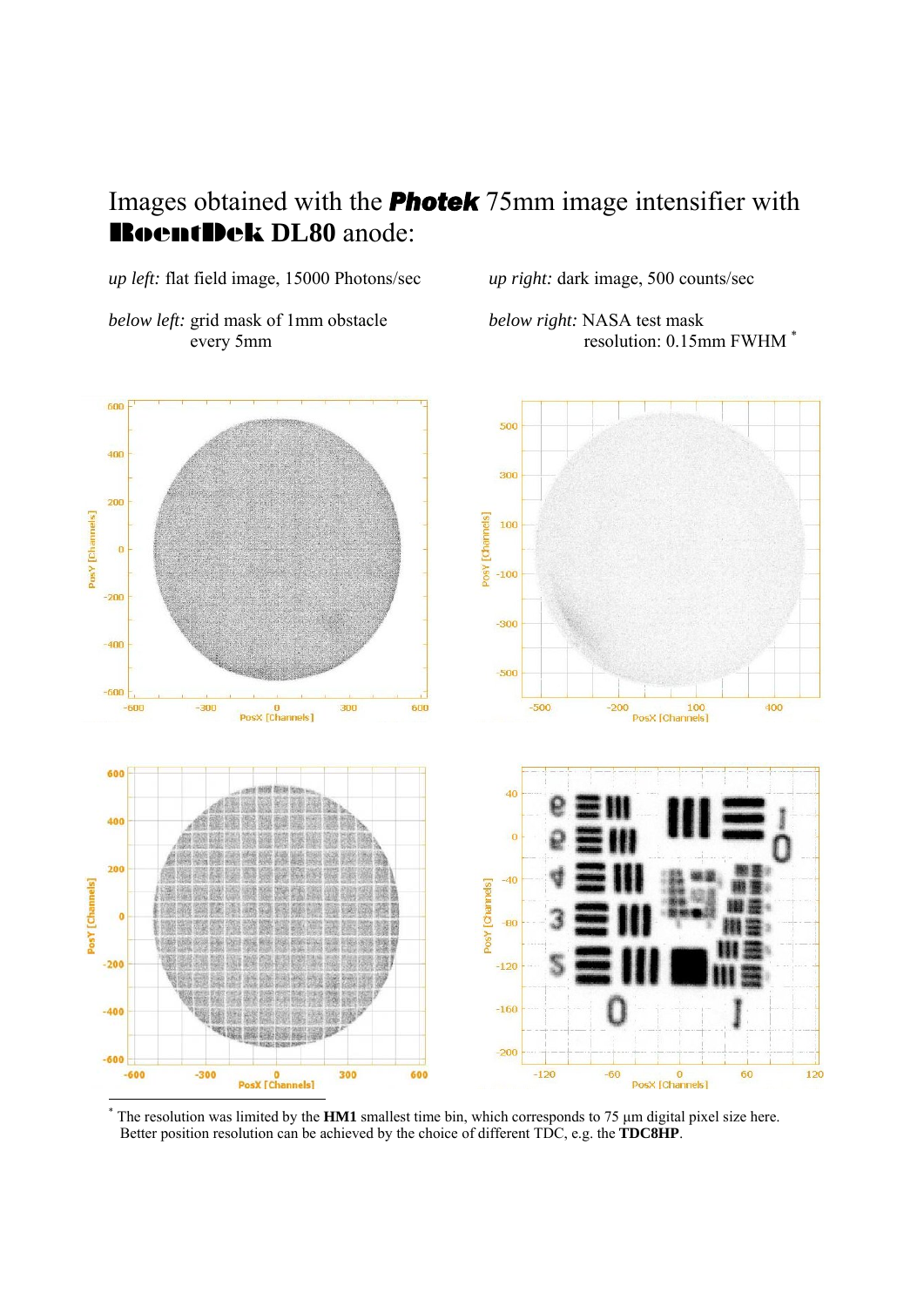# Images obtained with the ***Photek*** 75mm image intensifier with **RoentDek DL80** anode:

*up left:* flat field image, 15000 Photons/sec

*up right:* dark image, 500 counts/sec

*below left:* grid mask of 1mm obstacle every 5mm

*below right:* NASA test mask resolution: 0.15mm FWHM [*]

600
400
200
0
-200
-400
-600
PosY [Channels]
-600 -300 0 300 600
PosX [Channels]

500
300
100
-100
-300
-500
PosY [Channels]
-500 -200 100 400
PosX [Channels]

600
400
200
0
-200
-400
-600
PosY [Channels]
-600 -300 0 300 600
PosX [Channels]

40
0
-40
-80
-120
-160
-200
PosY [Channels]
-120 -60 0 60 120
PosX [Channels]

[*] The resolution was limited by the **HM1** smallest time bin, which corresponds to 75 µm digital pixel size here. Better position resolution can be achieved by the choice of different TDC, e.g. the **TDC8HP**.